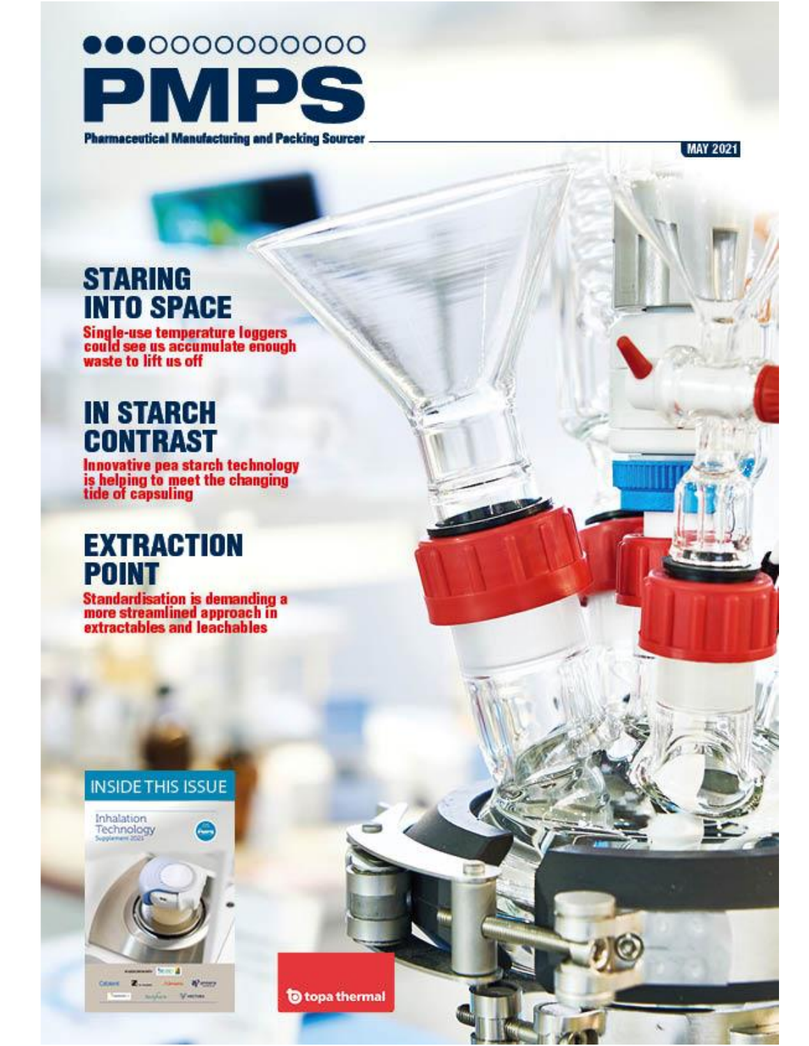# PMPS

**Pharmaceutical Manufacturing and Packing Sourcer**

MAY 2021

## STARING INTO SPACE

**Single-use temperature loggers could see us accumulate enough waste to lift us off**

## IN STARCH CONTRAST

**Innovative pea starch technology is helping to meet the changing tide of capsuling**

## EXTRACTION POINT

**Standardisation is demanding a more streamlined approach in extractables and leachables**

INSIDE THIS ISSUE

Inhalation Technology Supplement 2021

topa thermal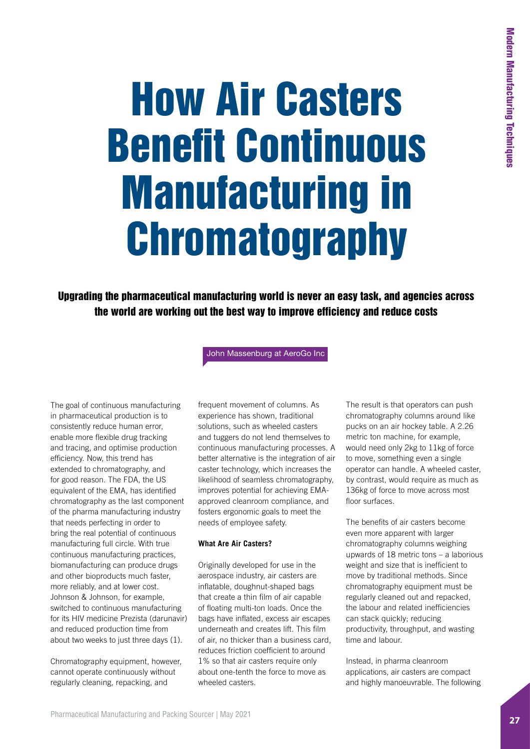# How Air Casters Benefit Continuous Manufacturing in Chromatography

**Upgrading the pharmaceutical manufacturing world is never an easy task, and agencies across the world are working out the best way to improve efficiency and reduce costs**

John Massenburg at AeroGo Inc

The goal of continuous manufacturing in pharmaceutical production is to consistently reduce human error, enable more flexible drug tracking and tracing, and optimise production efficiency. Now, this trend has extended to chromatography, and for good reason. The FDA, the US equivalent of the EMA, has identified chromatography as the last component of the pharma manufacturing industry that needs perfecting in order to bring the real potential of continuous manufacturing full circle. With true continuous manufacturing practices, biomanufacturing can produce drugs and other bioproducts much faster, more reliably, and at lower cost. Johnson & Johnson, for example, switched to continuous manufacturing for its HIV medicine Prezista (darunavir) and reduced production time from about two weeks to just three days (1).

Chromatography equipment, however, cannot operate continuously without regularly cleaning, repacking, and frequent movement of columns. As experience has shown, traditional solutions, such as wheeled casters and tuggers do not lend themselves to continuous manufacturing processes. A better alternative is the integration of air caster technology, which increases the likelihood of seamless chromatography, improves potential for achieving EMA-approved cleanroom compliance, and fosters ergonomic goals to meet the needs of employee safety.

#### What Are Air Casters?

Originally developed for use in the aerospace industry, air casters are inflatable, doughnut-shaped bags that create a thin film of air capable of floating multi-ton loads. Once the bags have inflated, excess air escapes underneath and creates lift. This film of air, no thicker than a business card, reduces friction coefficient to around 1% so that air casters require only about one-tenth the force to move as wheeled casters.

The result is that operators can push chromatography columns around like pucks on an air hockey table. A 2.26 metric ton machine, for example, would need only 2kg to 11kg of force to move, something even a single operator can handle. A wheeled caster, by contrast, would require as much as 136kg of force to move across most floor surfaces.

The benefits of air casters become even more apparent with larger chromatography columns weighing upwards of 18 metric tons – a laborious weight and size that is inefficient to move by traditional methods. Since chromatography equipment must be regularly cleaned out and repacked, the labour and related inefficiencies can stack quickly; reducing productivity, throughput, and wasting time and labour.

Instead, in pharma cleanroom applications, air casters are compact and highly manoeuvrable. The following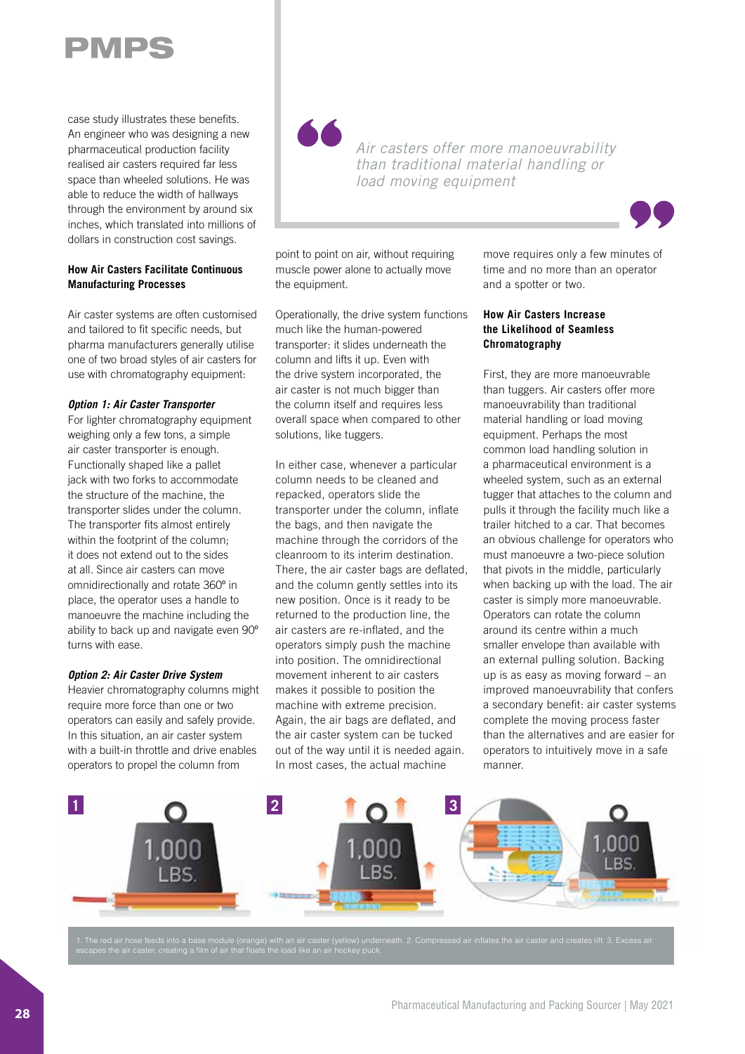case study illustrates these benefits. An engineer who was designing a new pharmaceutical production facility realised air casters required far less space than wheeled solutions. He was able to reduce the width of hallways through the environment by around six inches, which translated into millions of dollars in construction cost savings.

### How Air Casters Facilitate Continuous Manufacturing Processes

Air caster systems are often customised and tailored to fit specific needs, but pharma manufacturers generally utilise one of two broad styles of air casters for use with chromatography equipment:

***Option 1: Air Caster Transporter***

For lighter chromatography equipment weighing only a few tons, a simple air caster transporter is enough. Functionally shaped like a pallet jack with two forks to accommodate the structure of the machine, the transporter slides under the column. The transporter fits almost entirely within the footprint of the column; it does not extend out to the sides at all. Since air casters can move omnidirectionally and rotate 360º in place, the operator uses a handle to manoeuvre the machine including the ability to back up and navigate even 90º turns with ease.

***Option 2: Air Caster Drive System***

Heavier chromatography columns might require more force than one or two operators can easily and safely provide. In this situation, an air caster system with a built-in throttle and drive enables operators to propel the column from point to point on air, without requiring muscle power alone to actually move the equipment.

> *Air casters offer more manoeuvrability than traditional material handling or load moving equipment*

Operationally, the drive system functions much like the human-powered transporter: it slides underneath the column and lifts it up. Even with the drive system incorporated, the air caster is not much bigger than the column itself and requires less overall space when compared to other solutions, like tuggers.

In either case, whenever a particular column needs to be cleaned and repacked, operators slide the transporter under the column, inflate the bags, and then navigate the machine through the corridors of the cleanroom to its interim destination. There, the air caster bags are deflated, and the column gently settles into its new position. Once is it ready to be returned to the production line, the air casters are re-inflated, and the operators simply push the machine into position. The omnidirectional movement inherent to air casters makes it possible to position the machine with extreme precision. Again, the air bags are deflated, and the air caster system can be tucked out of the way until it is needed again. In most cases, the actual machine move requires only a few minutes of time and no more than an operator and a spotter or two.

### How Air Casters Increase the Likelihood of Seamless Chromatography

First, they are more manoeuvrable than tuggers. Air casters offer more manoeuvrability than traditional material handling or load moving equipment. Perhaps the most common load handling solution in a pharmaceutical environment is a wheeled system, such as an external tugger that attaches to the column and pulls it through the facility much like a trailer hitched to a car. That becomes an obvious challenge for operators who must manoeuvre a two-piece solution that pivots in the middle, particularly when backing up with the load. The air caster is simply more manoeuvrable. Operators can rotate the column around its centre within a much smaller envelope than available with an external pulling solution. Backing up is as easy as moving forward – an improved manoeuvrability that confers a secondary benefit: air caster systems complete the moving process faster than the alternatives and are easier for operators to intuitively move in a safe manner.

1. The red air hose feeds into a base module (orange) with an air caster (yellow) underneath. 2. Compressed air inflates the air caster and creates lift. 3. Excess air escapes the air caster, creating a film of air that floats the load like an air hockey puck.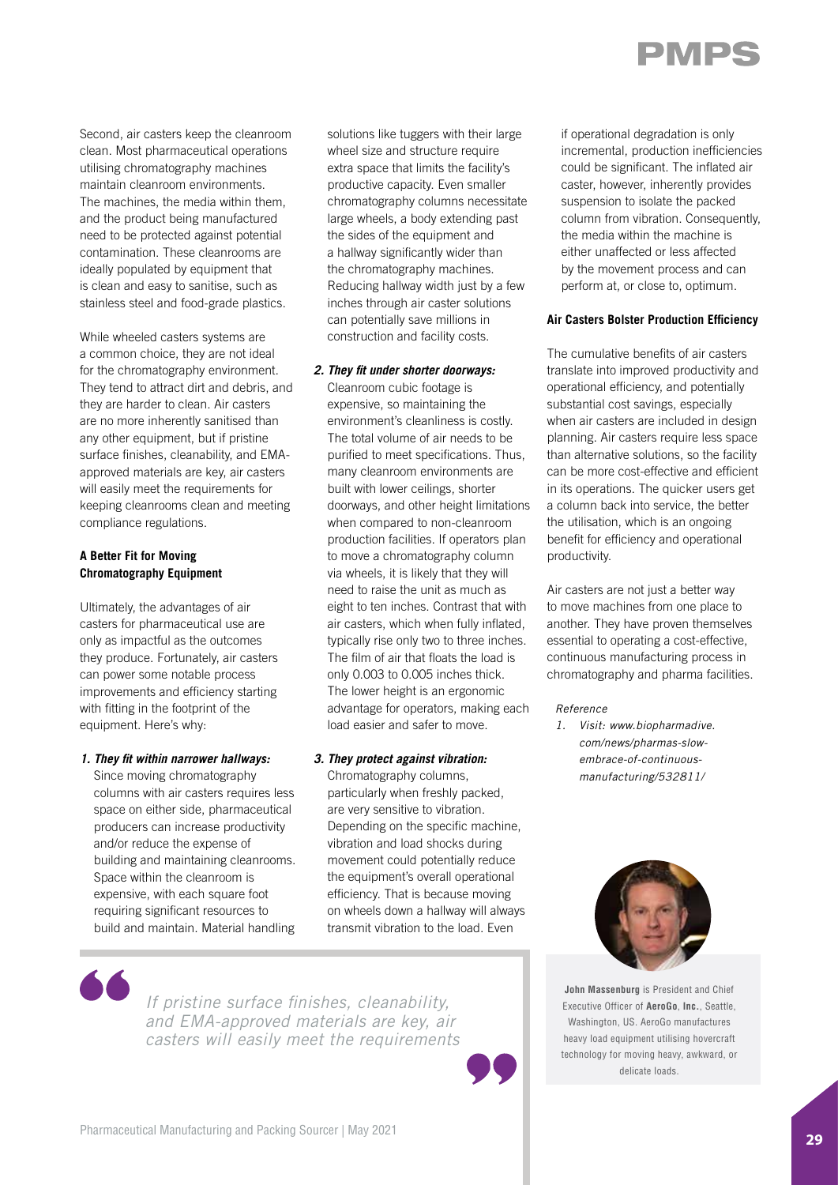Second, air casters keep the cleanroom clean. Most pharmaceutical operations utilising chromatography machines maintain cleanroom environments. The machines, the media within them, and the product being manufactured need to be protected against potential contamination. These cleanrooms are ideally populated by equipment that is clean and easy to sanitise, such as stainless steel and food-grade plastics.

While wheeled casters systems are a common choice, they are not ideal for the chromatography environment. They tend to attract dirt and debris, and they are harder to clean. Air casters are no more inherently sanitised than any other equipment, but if pristine surface finishes, cleanability, and EMA-approved materials are key, air casters will easily meet the requirements for keeping cleanrooms clean and meeting compliance regulations.

**A Better Fit for Moving Chromatography Equipment**

Ultimately, the advantages of air casters for pharmaceutical use are only as impactful as the outcomes they produce. Fortunately, air casters can power some notable process improvements and efficiency starting with fitting in the footprint of the equipment. Here's why:

1. ***They fit within narrower hallways:*** Since moving chromatography columns with air casters requires less space on either side, pharmaceutical producers can increase productivity and/or reduce the expense of building and maintaining cleanrooms. Space within the cleanroom is expensive, with each square foot requiring significant resources to build and maintain. Material handling solutions like tuggers with their large wheel size and structure require extra space that limits the facility's productive capacity. Even smaller chromatography columns necessitate large wheels, a body extending past the sides of the equipment and a hallway significantly wider than the chromatography machines. Reducing hallway width just by a few inches through air caster solutions can potentially save millions in construction and facility costs.

2. ***They fit under shorter doorways:*** Cleanroom cubic footage is expensive, so maintaining the environment's cleanliness is costly. The total volume of air needs to be purified to meet specifications. Thus, many cleanroom environments are built with lower ceilings, shorter doorways, and other height limitations when compared to non-cleanroom production facilities. If operators plan to move a chromatography column via wheels, it is likely that they will need to raise the unit as much as eight to ten inches. Contrast that with air casters, which when fully inflated, typically rise only two to three inches. The film of air that floats the load is only 0.003 to 0.005 inches thick. The lower height is an ergonomic advantage for operators, making each load easier and safer to move.

3. ***They protect against vibration:*** Chromatography columns, particularly when freshly packed, are very sensitive to vibration. Depending on the specific machine, vibration and load shocks during movement could potentially reduce the equipment's overall operational efficiency. That is because moving on wheels down a hallway will always transmit vibration to the load. Even if operational degradation is only incremental, production inefficiencies could be significant. The inflated air caster, however, inherently provides suspension to isolate the packed column from vibration. Consequently, the media within the machine is either unaffected or less affected by the movement process and can perform at, or close to, optimum.

> *If pristine surface finishes, cleanability, and EMA-approved materials are key, air casters will easily meet the requirements*

**Air Casters Bolster Production Efficiency**

The cumulative benefits of air casters translate into improved productivity and operational efficiency, and potentially substantial cost savings, especially when air casters are included in design planning. Air casters require less space than alternative solutions, so the facility can be more cost-effective and efficient in its operations. The quicker users get a column back into service, the better the utilisation, which is an ongoing benefit for efficiency and operational productivity.

Air casters are not just a better way to move machines from one place to another. They have proven themselves essential to operating a cost-effective, continuous manufacturing process in chromatography and pharma facilities.

*Reference*

1. *Visit: www.biopharmadive.com/news/pharmas-slow-embrace-of-continuous-manufacturing/532811/*

**John Massenburg** is President and Chief Executive Officer of **AeroGo, Inc.**, Seattle, Washington, US. AeroGo manufactures heavy load equipment utilising hovercraft technology for moving heavy, awkward, or delicate loads.